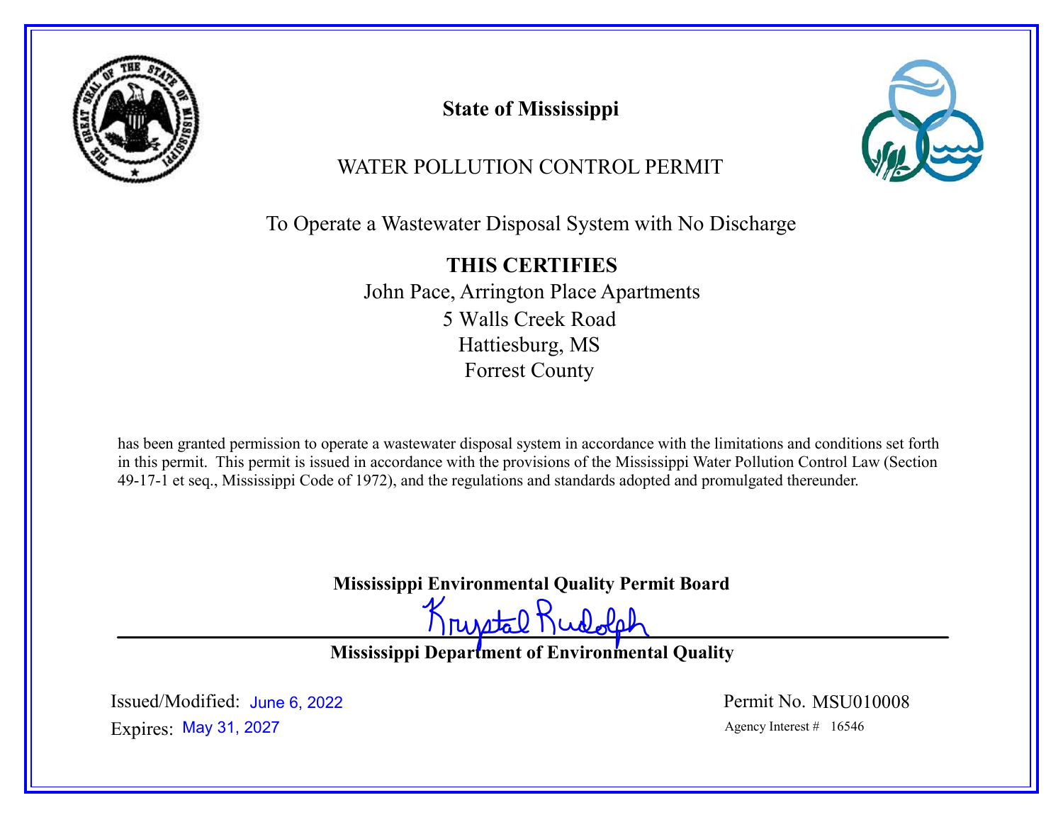# State of Mississippi

## WATER POLLUTION CONTROL PERMIT

To Operate a Wastewater Disposal System with No Discharge

**THIS CERTIFIES**

John Pace, Arrington Place Apartments
5 Walls Creek Road
Hattiesburg, MS
Forrest County

has been granted permission to operate a wastewater disposal system in accordance with the limitations and conditions set forth in this permit. This permit is issued in accordance with the provisions of the Mississippi Water Pollution Control Law (Section 49-17-1 et seq., Mississippi Code of 1972), and the regulations and standards adopted and promulgated thereunder.

**Mississippi Environmental Quality Permit Board**

Krystal Rudolph

**Mississippi Department of Environmental Quality**

Issued/Modified: June 6, 2022
Expires: May 31, 2027

Permit No. MSU010008
Agency Interest # 16546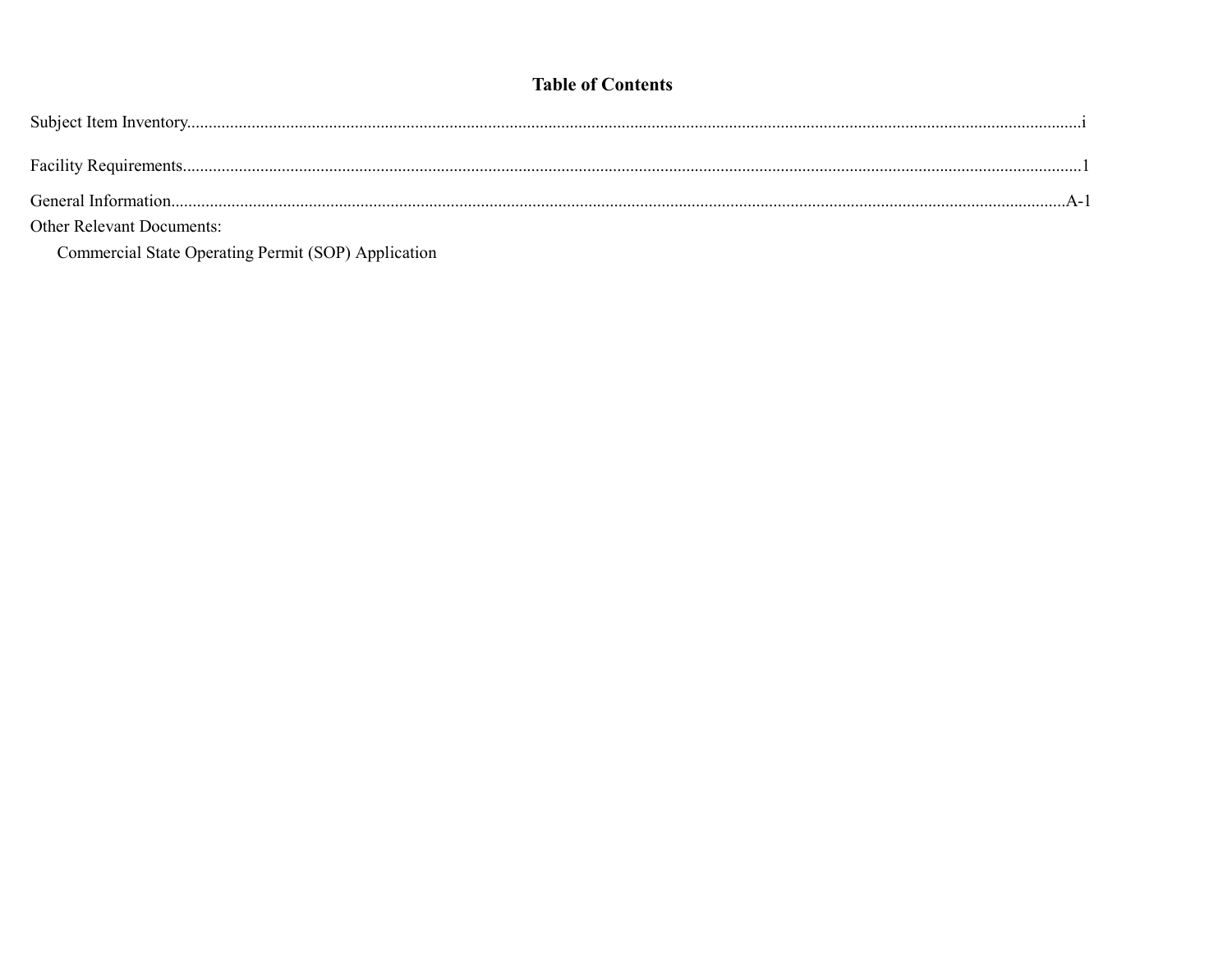# Table of Contents

Subject Item Inventory....................i

Facility Requirements....................1

General Information....................A-1

Other Relevant Documents:

Commercial State Operating Permit (SOP) Application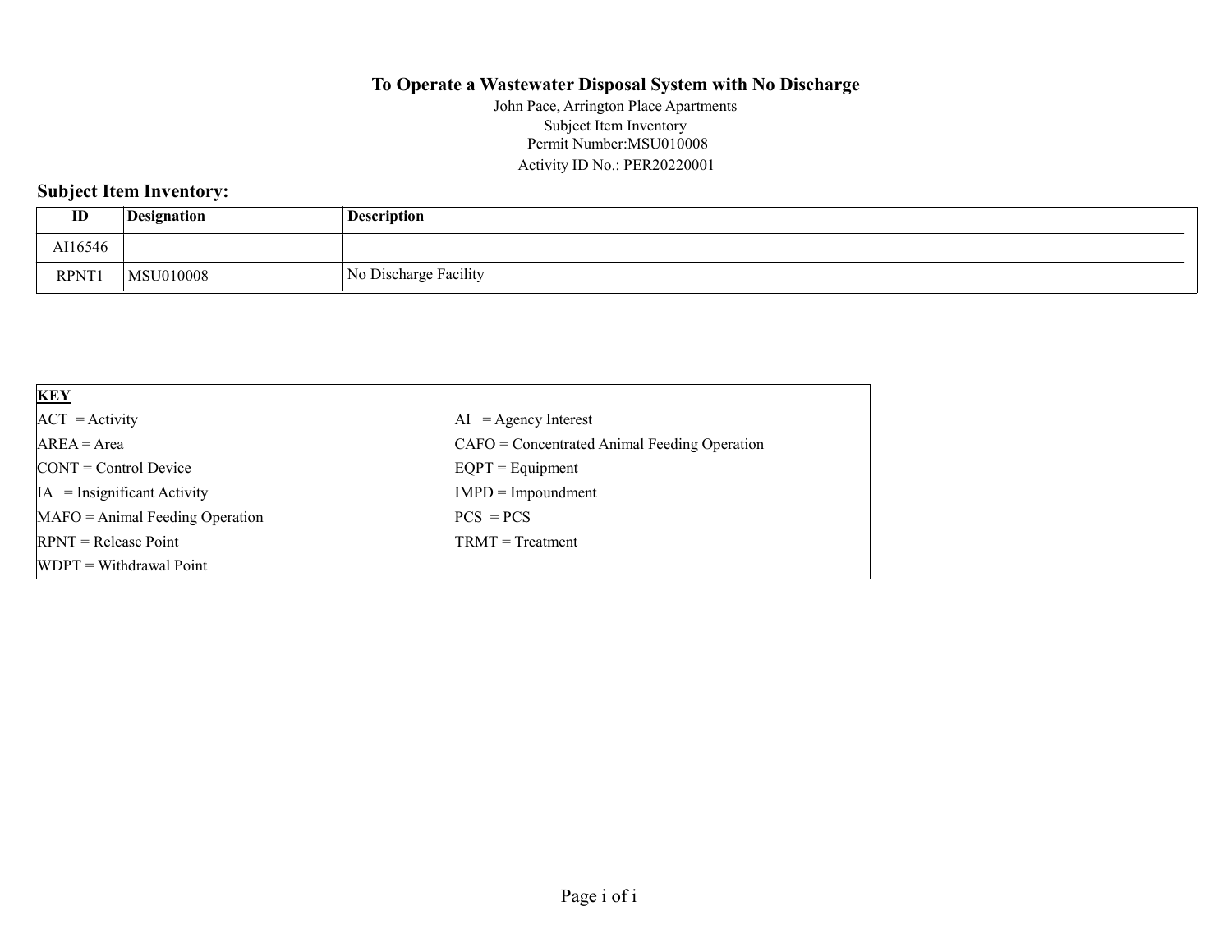# To Operate a Wastewater Disposal System with No Discharge

John Pace, Arrington Place Apartments
Subject Item Inventory
Permit Number:MSU010008
Activity ID No.: PER20220001

## Subject Item Inventory:

| ID | Designation | Description |
|---|---|---|
| AI16546 | | |
| RPNT1 | MSU010008 | No Discharge Facility |

| **KEY** | |
|---|---|
| ACT = Activity | AI = Agency Interest |
| AREA = Area | CAFO = Concentrated Animal Feeding Operation |
| CONT = Control Device | EQPT = Equipment |
| IA = Insignificant Activity | IMPD = Impoundment |
| MAFO = Animal Feeding Operation | PCS = PCS |
| RPNT = Release Point | TRMT = Treatment |
| WDPT = Withdrawal Point | |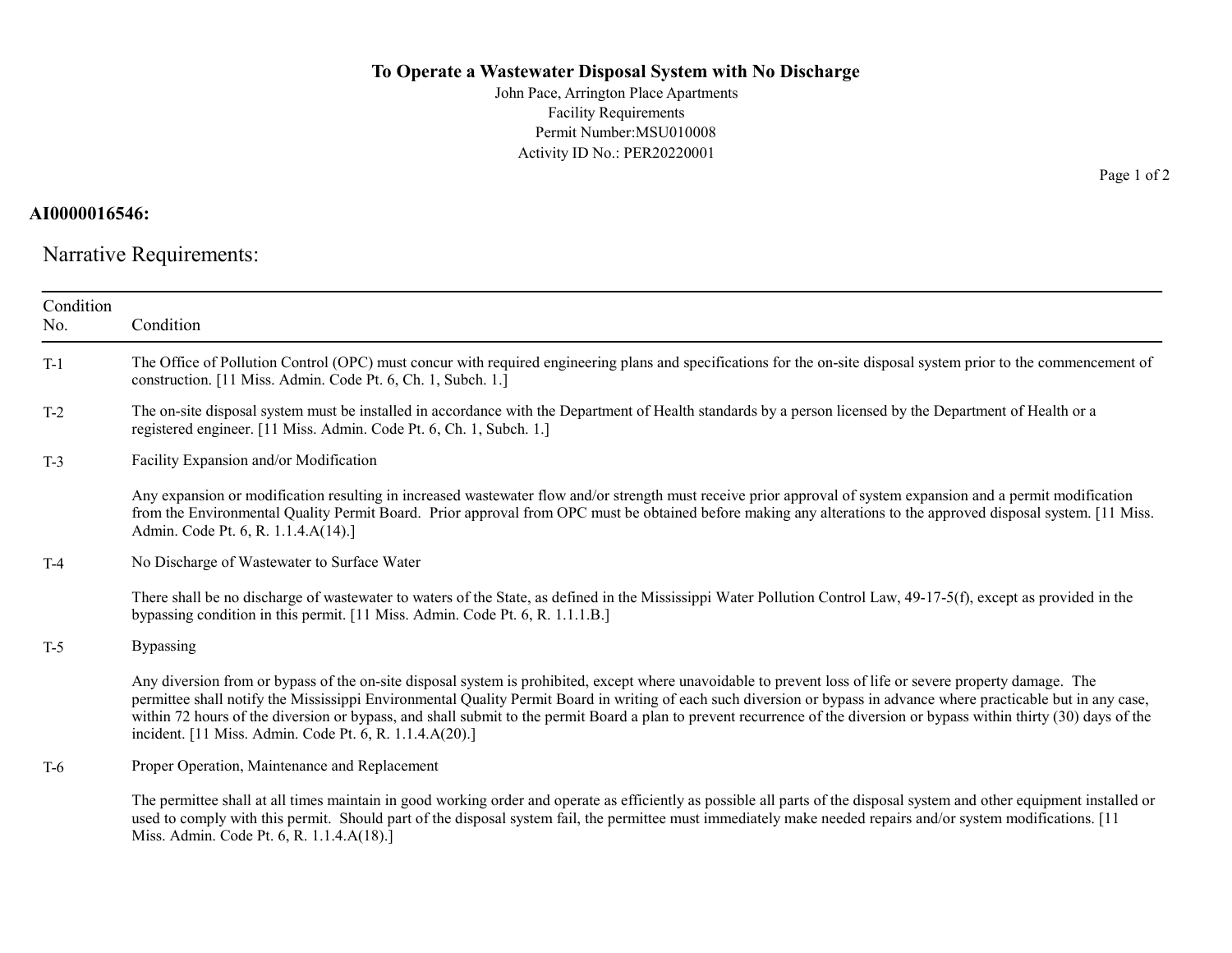**To Operate a Wastewater Disposal System with No Discharge**
John Pace, Arrington Place Apartments
Facility Requirements
Permit Number:MSU010008
Activity ID No.: PER20220001

**AI0000016546:**

## Narrative Requirements:

| Condition No. | Condition |
|---|---|
| T-1 | The Office of Pollution Control (OPC) must concur with required engineering plans and specifications for the on-site disposal system prior to the commencement of construction. [11 Miss. Admin. Code Pt. 6, Ch. 1, Subch. 1.] |
| T-2 | The on-site disposal system must be installed in accordance with the Department of Health standards by a person licensed by the Department of Health or a registered engineer. [11 Miss. Admin. Code Pt. 6, Ch. 1, Subch. 1.] |
| T-3 | Facility Expansion and/or Modification<br><br>Any expansion or modification resulting in increased wastewater flow and/or strength must receive prior approval of system expansion and a permit modification from the Environmental Quality Permit Board. Prior approval from OPC must be obtained before making any alterations to the approved disposal system. [11 Miss. Admin. Code Pt. 6, R. 1.1.4.A(14).] |
| T-4 | No Discharge of Wastewater to Surface Water<br><br>There shall be no discharge of wastewater to waters of the State, as defined in the Mississippi Water Pollution Control Law, 49-17-5(f), except as provided in the bypassing condition in this permit. [11 Miss. Admin. Code Pt. 6, R. 1.1.1.B.] |
| T-5 | Bypassing<br><br>Any diversion from or bypass of the on-site disposal system is prohibited, except where unavoidable to prevent loss of life or severe property damage. The permittee shall notify the Mississippi Environmental Quality Permit Board in writing of each such diversion or bypass in advance where practicable but in any case, within 72 hours of the diversion or bypass, and shall submit to the permit Board a plan to prevent recurrence of the diversion or bypass within thirty (30) days of the incident. [11 Miss. Admin. Code Pt. 6, R. 1.1.4.A(20).] |
| T-6 | Proper Operation, Maintenance and Replacement<br><br>The permittee shall at all times maintain in good working order and operate as efficiently as possible all parts of the disposal system and other equipment installed or used to comply with this permit. Should part of the disposal system fail, the permittee must immediately make needed repairs and/or system modifications. [11 Miss. Admin. Code Pt. 6, R. 1.1.4.A(18).] |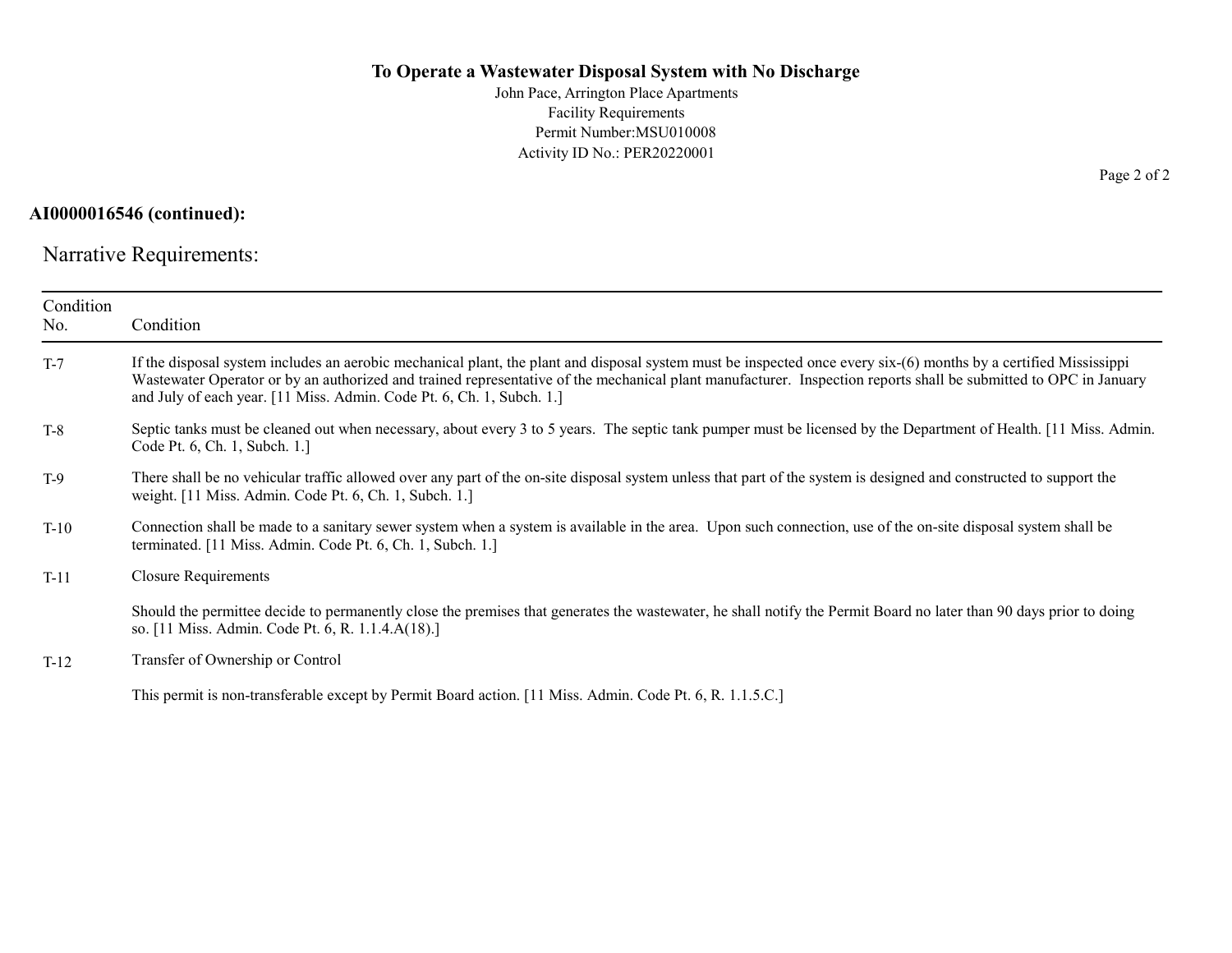# To Operate a Wastewater Disposal System with No Discharge

John Pace, Arrington Place Apartments
Facility Requirements
Permit Number:MSU010008
Activity ID No.: PER20220001

**AI0000016546 (continued):**

## Narrative Requirements:

| Condition No. | Condition |
|---|---|
| T-7 | If the disposal system includes an aerobic mechanical plant, the plant and disposal system must be inspected once every six-(6) months by a certified Mississippi Wastewater Operator or by an authorized and trained representative of the mechanical plant manufacturer. Inspection reports shall be submitted to OPC in January and July of each year. [11 Miss. Admin. Code Pt. 6, Ch. 1, Subch. 1.] |
| T-8 | Septic tanks must be cleaned out when necessary, about every 3 to 5 years. The septic tank pumper must be licensed by the Department of Health. [11 Miss. Admin. Code Pt. 6, Ch. 1, Subch. 1.] |
| T-9 | There shall be no vehicular traffic allowed over any part of the on-site disposal system unless that part of the system is designed and constructed to support the weight. [11 Miss. Admin. Code Pt. 6, Ch. 1, Subch. 1.] |
| T-10 | Connection shall be made to a sanitary sewer system when a system is available in the area. Upon such connection, use of the on-site disposal system shall be terminated. [11 Miss. Admin. Code Pt. 6, Ch. 1, Subch. 1.] |
| T-11 | Closure Requirements<br><br>Should the permittee decide to permanently close the premises that generates the wastewater, he shall notify the Permit Board no later than 90 days prior to doing so. [11 Miss. Admin. Code Pt. 6, R. 1.1.4.A(18).] |
| T-12 | Transfer of Ownership or Control<br><br>This permit is non-transferable except by Permit Board action. [11 Miss. Admin. Code Pt. 6, R. 1.1.5.C.] |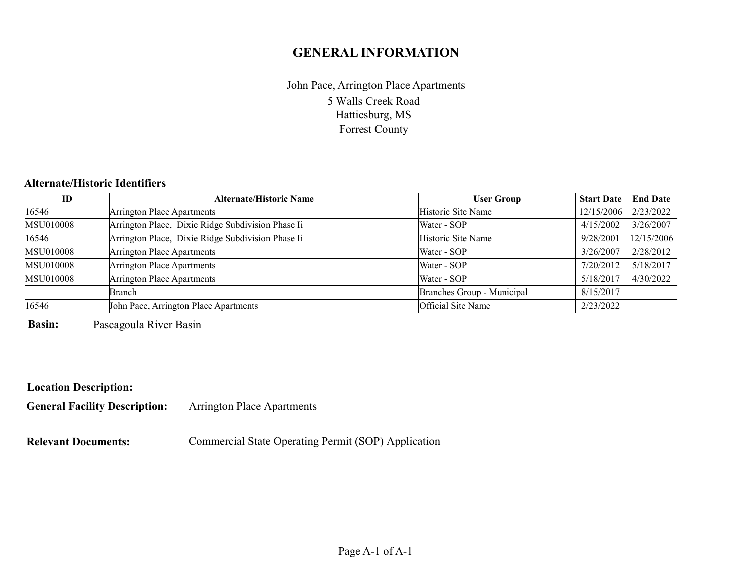# GENERAL INFORMATION

John Pace, Arrington Place Apartments
5 Walls Creek Road
Hattiesburg, MS
Forrest County

**Alternate/Historic Identifiers**

| ID | Alternate/Historic Name | User Group | Start Date | End Date |
|---|---|---|---|---|
| 16546 | Arrington Place Apartments | Historic Site Name | 12/15/2006 | 2/23/2022 |
| MSU010008 | Arrington Place,  Dixie Ridge Subdivision Phase Ii | Water - SOP | 4/15/2002 | 3/26/2007 |
| 16546 | Arrington Place,  Dixie Ridge Subdivision Phase Ii | Historic Site Name | 9/28/2001 | 12/15/2006 |
| MSU010008 | Arrington Place Apartments | Water - SOP | 3/26/2007 | 2/28/2012 |
| MSU010008 | Arrington Place Apartments | Water - SOP | 7/20/2012 | 5/18/2017 |
| MSU010008 | Arrington Place Apartments | Water - SOP | 5/18/2017 | 4/30/2022 |
| | Branch | Branches Group - Municipal | 8/15/2017 | |
| 16546 | John Pace, Arrington Place Apartments | Official Site Name | 2/23/2022 | |

**Basin:** Pascagoula River Basin

**Location Description:**

**General Facility Description:** Arrington Place Apartments

**Relevant Documents:** Commercial State Operating Permit (SOP) Application